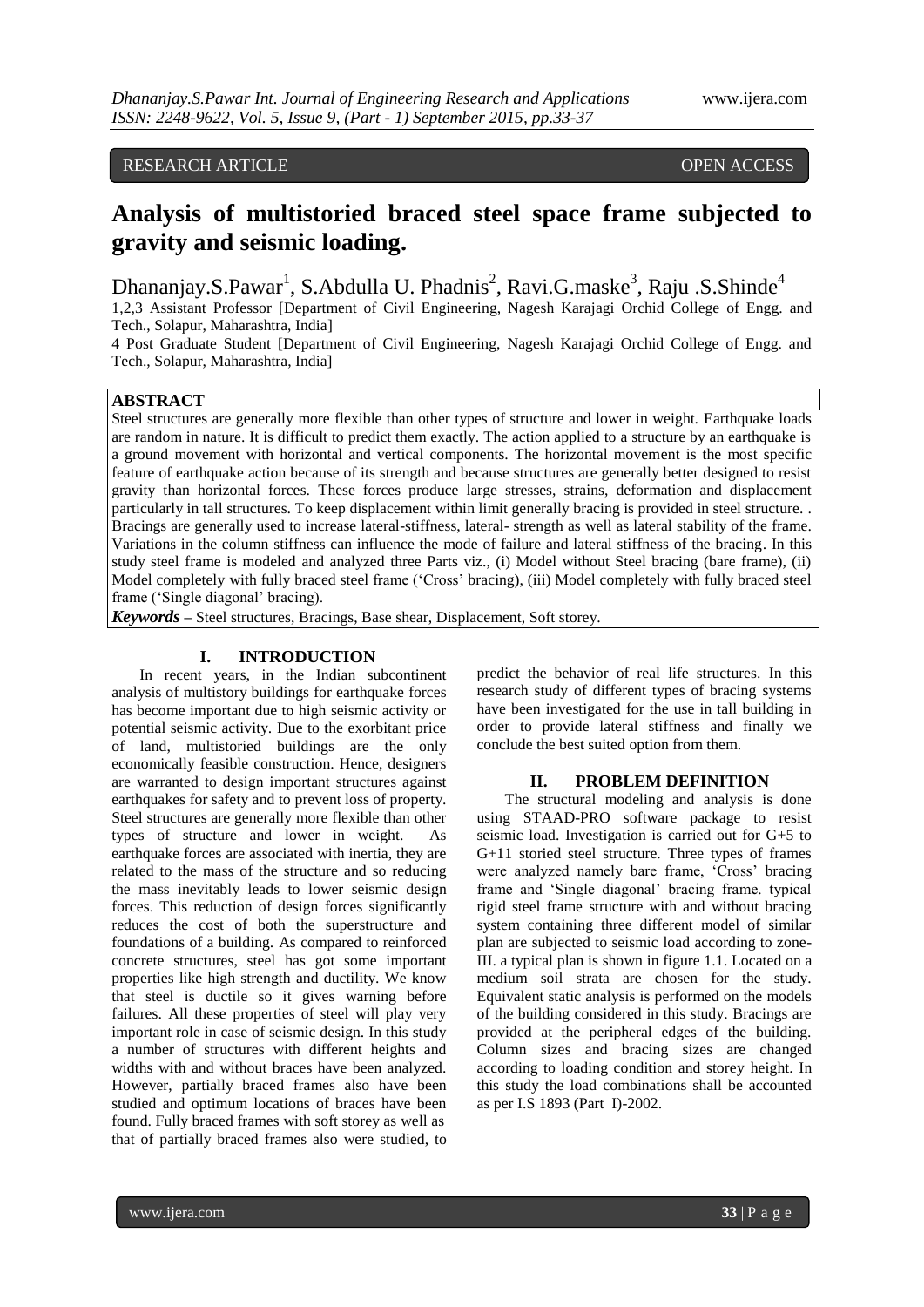RESEARCH ARTICLE OPEN ACCESS

# Analysis of multistoried braced steel space frame subjected to gravity and seismic loading.

Dhananjay.S.Pawar[1], S.Abdulla U. Phadnis[2], Ravi.G.maske[3], Raju .S.Shinde[4]

1,2,3 Assistant Professor [Department of Civil Engineering, Nagesh Karajagi Orchid College of Engg. and Tech., Solapur, Maharashtra, India]

4 Post Graduate Student [Department of Civil Engineering, Nagesh Karajagi Orchid College of Engg. and Tech., Solapur, Maharashtra, India]

## ABSTRACT

Steel structures are generally more flexible than other types of structure and lower in weight. Earthquake loads are random in nature. It is difficult to predict them exactly. The action applied to a structure by an earthquake is a ground movement with horizontal and vertical components. The horizontal movement is the most specific feature of earthquake action because of its strength and because structures are generally better designed to resist gravity than horizontal forces. These forces produce large stresses, strains, deformation and displacement particularly in tall structures. To keep displacement within limit generally bracing is provided in steel structure. . Bracings are generally used to increase lateral-stiffness, lateral- strength as well as lateral stability of the frame. Variations in the column stiffness can influence the mode of failure and lateral stiffness of the bracing. In this study steel frame is modeled and analyzed three Parts viz., (i) Model without Steel bracing (bare frame), (ii) Model completely with fully braced steel frame ('Cross' bracing), (iii) Model completely with fully braced steel frame ('Single diagonal' bracing).

***Keywords*** – Steel structures, Bracings, Base shear, Displacement, Soft storey.

## I. INTRODUCTION

In recent years, in the Indian subcontinent analysis of multistory buildings for earthquake forces has become important due to high seismic activity or potential seismic activity. Due to the exorbitant price of land, multistoried buildings are the only economically feasible construction. Hence, designers are warranted to design important structures against earthquakes for safety and to prevent loss of property. Steel structures are generally more flexible than other types of structure and lower in weight. As earthquake forces are associated with inertia, they are related to the mass of the structure and so reducing the mass inevitably leads to lower seismic design forces. This reduction of design forces significantly reduces the cost of both the superstructure and foundations of a building. As compared to reinforced concrete structures, steel has got some important properties like high strength and ductility. We know that steel is ductile so it gives warning before failures. All these properties of steel will play very important role in case of seismic design. In this study a number of structures with different heights and widths with and without braces have been analyzed. However, partially braced frames also have been studied and optimum locations of braces have been found. Fully braced frames with soft storey as well as that of partially braced frames also were studied, to predict the behavior of real life structures. In this research study of different types of bracing systems have been investigated for the use in tall building in order to provide lateral stiffness and finally we conclude the best suited option from them.

## II. PROBLEM DEFINITION

The structural modeling and analysis is done using STAAD-PRO software package to resist seismic load. Investigation is carried out for G+5 to G+11 storied steel structure. Three types of frames were analyzed namely bare frame, 'Cross' bracing frame and 'Single diagonal' bracing frame. typical rigid steel frame structure with and without bracing system containing three different model of similar plan are subjected to seismic load according to zone-III. a typical plan is shown in figure 1.1. Located on a medium soil strata are chosen for the study. Equivalent static analysis is performed on the models of the building considered in this study. Bracings are provided at the peripheral edges of the building. Column sizes and bracing sizes are changed according to loading condition and storey height. In this study the load combinations shall be accounted as per I.S 1893 (Part I)-2002.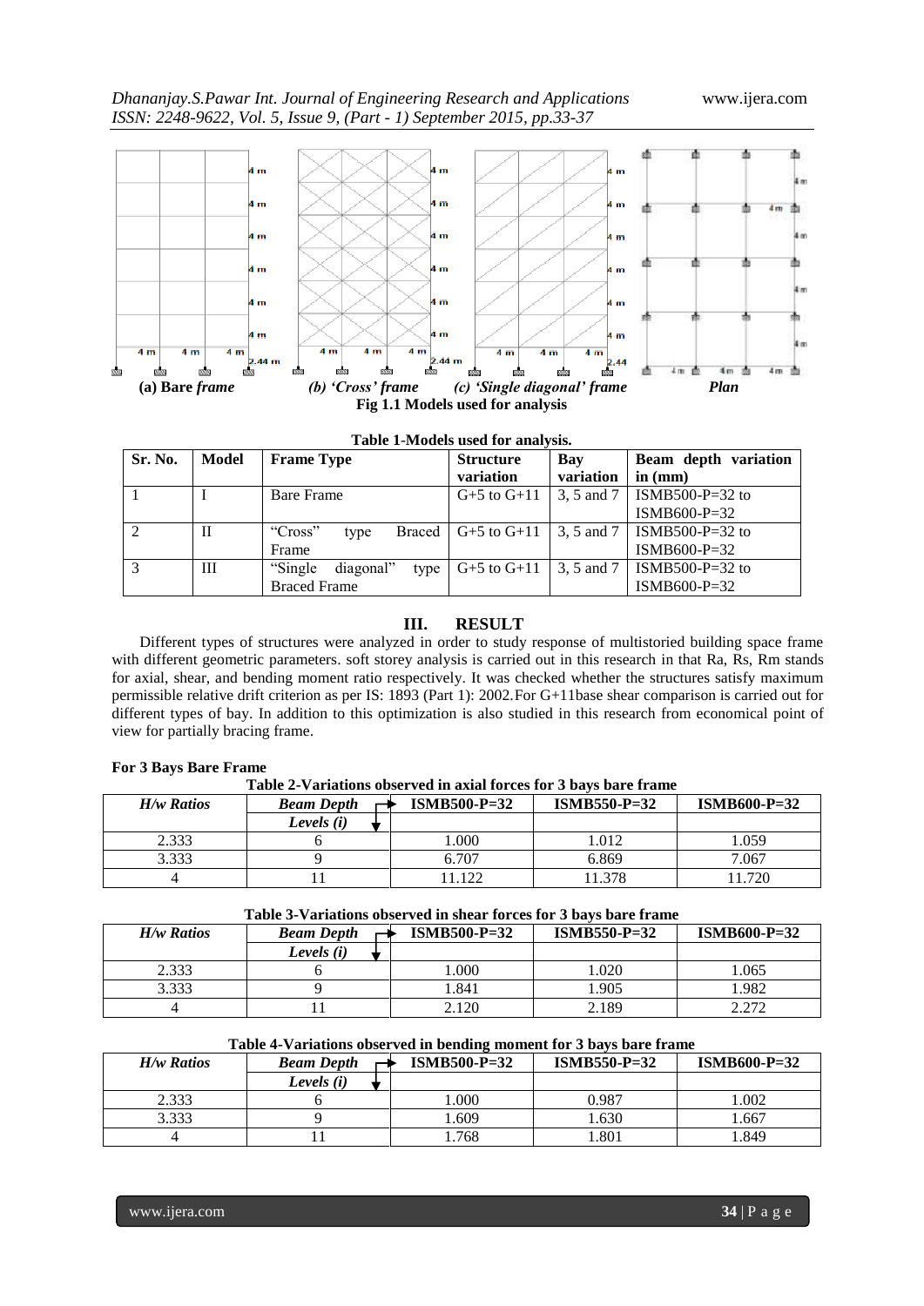(a) Bare *frame* (b) *'Cross' frame* (c) *'Single diagonal' frame* *Plan*

**Fig 1.1 Models used for analysis**

**Table 1-Models used for analysis.**

| Sr. No. | Model | Frame Type | Structure variation | Bay variation | Beam depth variation in (mm) |
|---|---|---|---|---|---|
| 1 | I | Bare Frame | G+5 to G+11 | 3, 5 and 7 | ISMB500-P=32 to ISMB600-P=32 |
| 2 | II | "Cross" type Braced Frame | G+5 to G+11 | 3, 5 and 7 | ISMB500-P=32 to ISMB600-P=32 |
| 3 | III | "Single diagonal" type Braced Frame | G+5 to G+11 | 3, 5 and 7 | ISMB500-P=32 to ISMB600-P=32 |

## III. RESULT

Different types of structures were analyzed in order to study response of multistoried building space frame with different geometric parameters. soft storey analysis is carried out in this research in that Ra, Rs, Rm stands for axial, shear, and bending moment ratio respectively. It was checked whether the structures satisfy maximum permissible relative drift criterion as per IS: 1893 (Part 1): 2002.For G+11base shear comparison is carried out for different types of bay. In addition to this optimization is also studied in this research from economical point of view for partially bracing frame.

**For 3 Bays Bare Frame**

**Table 2-Variations observed in axial forces for 3 bays bare frame**

| *H/w Ratios* | *Beam Depth* → / *Levels (i)* ↓ | ISMB500-P=32 | ISMB550-P=32 | ISMB600-P=32 |
|---|---|---|---|---|
| 2.333 | 6 | 1.000 | 1.012 | 1.059 |
| 3.333 | 9 | 6.707 | 6.869 | 7.067 |
| 4 | 11 | 11.122 | 11.378 | 11.720 |

**Table 3-Variations observed in shear forces for 3 bays bare frame**

| *H/w Ratios* | *Beam Depth* → / *Levels (i)* ↓ | ISMB500-P=32 | ISMB550-P=32 | ISMB600-P=32 |
|---|---|---|---|---|
| 2.333 | 6 | 1.000 | 1.020 | 1.065 |
| 3.333 | 9 | 1.841 | 1.905 | 1.982 |
| 4 | 11 | 2.120 | 2.189 | 2.272 |

**Table 4-Variations observed in bending moment for 3 bays bare frame**

| *H/w Ratios* | *Beam Depth* → / *Levels (i)* ↓ | ISMB500-P=32 | ISMB550-P=32 | ISMB600-P=32 |
|---|---|---|---|---|
| 2.333 | 6 | 1.000 | 0.987 | 1.002 |
| 3.333 | 9 | 1.609 | 1.630 | 1.667 |
| 4 | 11 | 1.768 | 1.801 | 1.849 |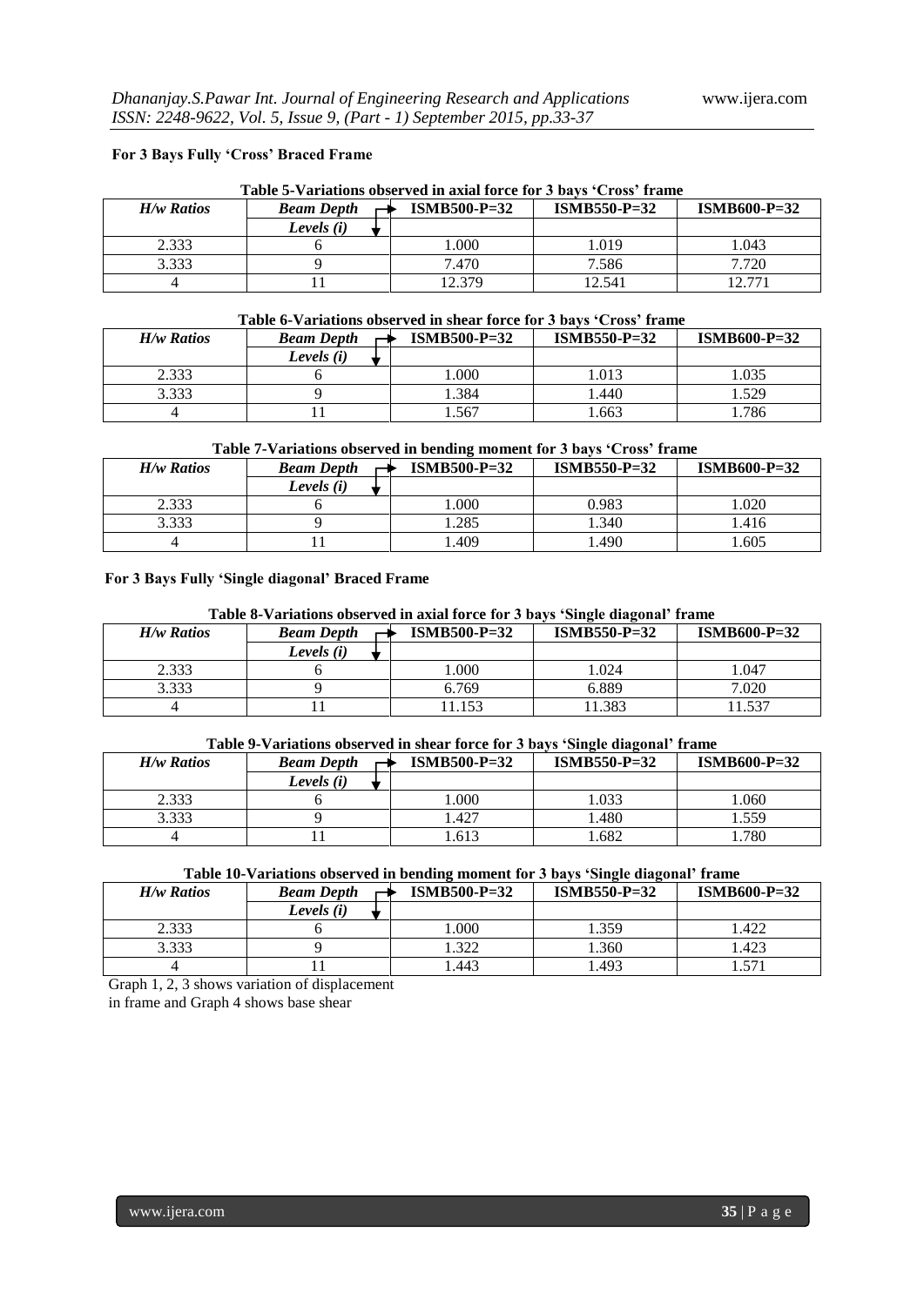**For 3 Bays Fully 'Cross' Braced Frame**

**Table 5-Variations observed in axial force for 3 bays 'Cross' frame**

| *H/w Ratios* | *Beam Depth* → <br> *Levels (i)* ↓ | ISMB500-P=32 | ISMB550-P=32 | ISMB600-P=32 |
|---|---|---|---|---|
| 2.333 | 6 | 1.000 | 1.019 | 1.043 |
| 3.333 | 9 | 7.470 | 7.586 | 7.720 |
| 4 | 11 | 12.379 | 12.541 | 12.771 |

**Table 6-Variations observed in shear force for 3 bays 'Cross' frame**

| *H/w Ratios* | *Beam Depth* → <br> *Levels (i)* ↓ | ISMB500-P=32 | ISMB550-P=32 | ISMB600-P=32 |
|---|---|---|---|---|
| 2.333 | 6 | 1.000 | 1.013 | 1.035 |
| 3.333 | 9 | 1.384 | 1.440 | 1.529 |
| 4 | 11 | 1.567 | 1.663 | 1.786 |

**Table 7-Variations observed in bending moment for 3 bays 'Cross' frame**

| *H/w Ratios* | *Beam Depth* → <br> *Levels (i)* ↓ | ISMB500-P=32 | ISMB550-P=32 | ISMB600-P=32 |
|---|---|---|---|---|
| 2.333 | 6 | 1.000 | 0.983 | 1.020 |
| 3.333 | 9 | 1.285 | 1.340 | 1.416 |
| 4 | 11 | 1.409 | 1.490 | 1.605 |

**For 3 Bays Fully 'Single diagonal' Braced Frame**

**Table 8-Variations observed in axial force for 3 bays 'Single diagonal' frame**

| *H/w Ratios* | *Beam Depth* → <br> *Levels (i)* ↓ | ISMB500-P=32 | ISMB550-P=32 | ISMB600-P=32 |
|---|---|---|---|---|
| 2.333 | 6 | 1.000 | 1.024 | 1.047 |
| 3.333 | 9 | 6.769 | 6.889 | 7.020 |
| 4 | 11 | 11.153 | 11.383 | 11.537 |

**Table 9-Variations observed in shear force for 3 bays 'Single diagonal' frame**

| *H/w Ratios* | *Beam Depth* → <br> *Levels (i)* ↓ | ISMB500-P=32 | ISMB550-P=32 | ISMB600-P=32 |
|---|---|---|---|---|
| 2.333 | 6 | 1.000 | 1.033 | 1.060 |
| 3.333 | 9 | 1.427 | 1.480 | 1.559 |
| 4 | 11 | 1.613 | 1.682 | 1.780 |

**Table 10-Variations observed in bending moment for 3 bays 'Single diagonal' frame**

| *H/w Ratios* | *Beam Depth* → <br> *Levels (i)* ↓ | ISMB500-P=32 | ISMB550-P=32 | ISMB600-P=32 |
|---|---|---|---|---|
| 2.333 | 6 | 1.000 | 1.359 | 1.422 |
| 3.333 | 9 | 1.322 | 1.360 | 1.423 |
| 4 | 11 | 1.443 | 1.493 | 1.571 |

Graph 1, 2, 3 shows variation of displacement in frame and Graph 4 shows base shear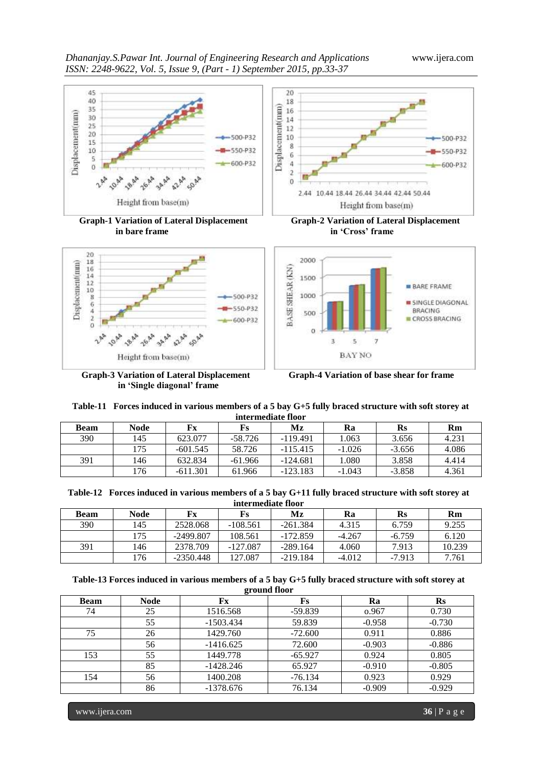**Graph-1 Variation of Lateral Displacement in bare frame**

**Graph-2 Variation of Lateral Displacement in 'Cross' frame**

**Graph-3 Variation of Lateral Displacement in 'Single diagonal' frame**

**Graph-4 Variation of base shear for frame**

**Table-11 Forces induced in various members of a 5 bay G+5 fully braced structure with soft storey at intermediate floor**

| Beam | Node | Fx | Fs | Mz | Ra | Rs | Rm |
|---|---|---|---|---|---|---|---|
| 390 | 145 | 623.077 | -58.726 | -119.491 | 1.063 | 3.656 | 4.231 |
| | 175 | -601.545 | 58.726 | -115.415 | -1.026 | -3.656 | 4.086 |
| 391 | 146 | 632.834 | -61.966 | -124.681 | 1.080 | 3.858 | 4.414 |
| | 176 | -611.301 | 61.966 | -123.183 | -1.043 | -3.858 | 4.361 |

**Table-12 Forces induced in various members of a 5 bay G+11 fully braced structure with soft storey at intermediate floor**

| Beam | Node | Fx | Fs | Mz | Ra | Rs | Rm |
|---|---|---|---|---|---|---|---|
| 390 | 145 | 2528.068 | -108.561 | -261.384 | 4.315 | 6.759 | 9.255 |
| | 175 | -2499.807 | 108.561 | -172.859 | -4.267 | -6.759 | 6.120 |
| 391 | 146 | 2378.709 | -127.087 | -289.164 | 4.060 | 7.913 | 10.239 |
| | 176 | -2350.448 | 127.087 | -219.184 | -4.012 | -7.913 | 7.761 |

**Table-13 Forces induced in various members of a 5 bay G+5 fully braced structure with soft storey at ground floor**

| Beam | Node | Fx | Fs | Ra | Rs |
|---|---|---|---|---|---|
| 74 | 25 | 1516.568 | -59.839 | o.967 | 0.730 |
| | 55 | -1503.434 | 59.839 | -0.958 | -0.730 |
| 75 | 26 | 1429.760 | -72.600 | 0.911 | 0.886 |
| | 56 | -1416.625 | 72.600 | -0.903 | -0.886 |
| 153 | 55 | 1449.778 | -65.927 | 0.924 | 0.805 |
| | 85 | -1428.246 | 65.927 | -0.910 | -0.805 |
| 154 | 56 | 1400.208 | -76.134 | 0.923 | 0.929 |
| | 86 | -1378.676 | 76.134 | -0.909 | -0.929 |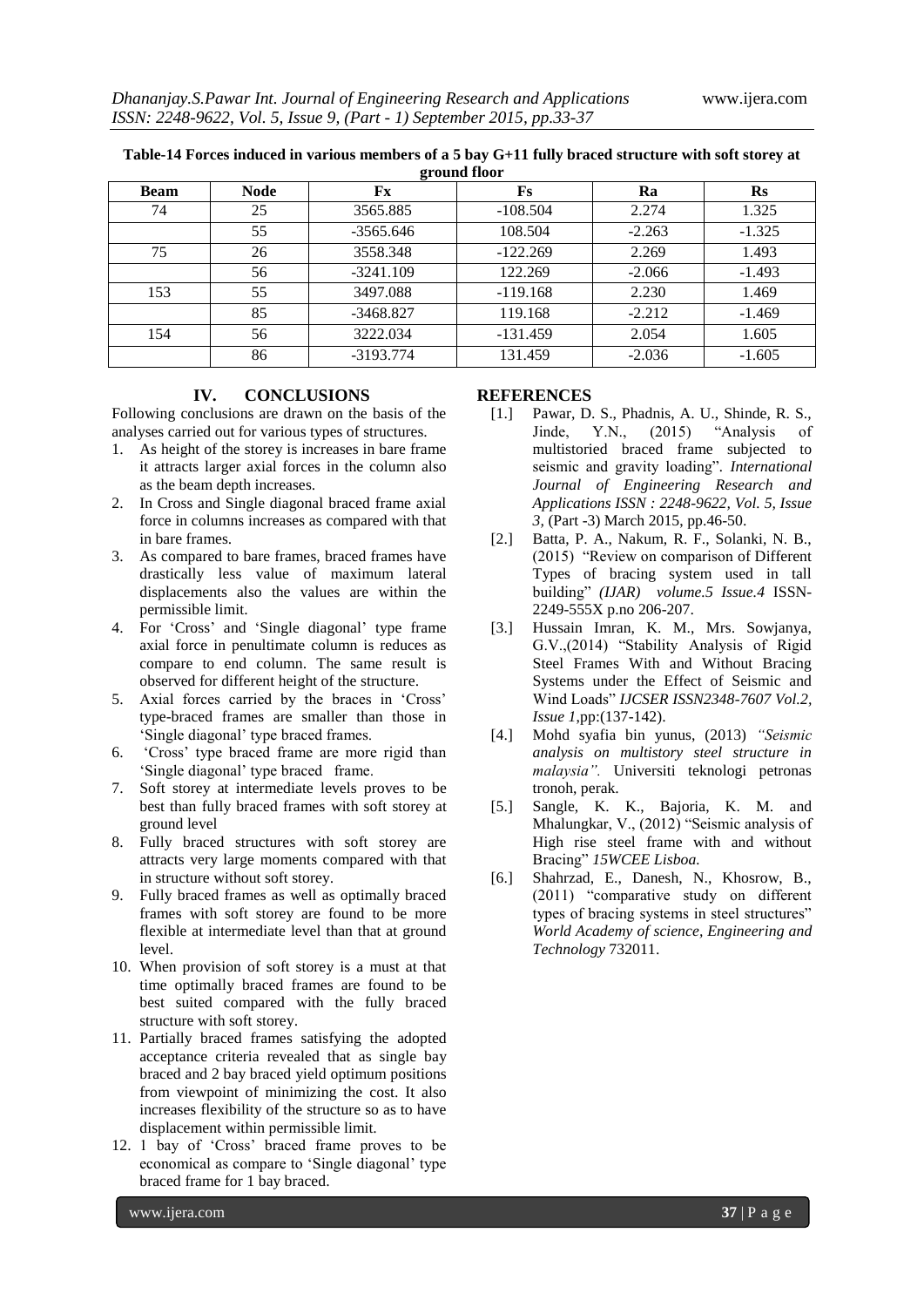**Table-14 Forces induced in various members of a 5 bay G+11 fully braced structure with soft storey at ground floor**

| Beam | Node | Fx | Fs | Ra | Rs |
|---|---|---|---|---|---|
| 74 | 25 | 3565.885 | -108.504 | 2.274 | 1.325 |
| | 55 | -3565.646 | 108.504 | -2.263 | -1.325 |
| 75 | 26 | 3558.348 | -122.269 | 2.269 | 1.493 |
| | 56 | -3241.109 | 122.269 | -2.066 | -1.493 |
| 153 | 55 | 3497.088 | -119.168 | 2.230 | 1.469 |
| | 85 | -3468.827 | 119.168 | -2.212 | -1.469 |
| 154 | 56 | 3222.034 | -131.459 | 2.054 | 1.605 |
| | 86 | -3193.774 | 131.459 | -2.036 | -1.605 |

## IV. CONCLUSIONS

Following conclusions are drawn on the basis of the analyses carried out for various types of structures.

1. As height of the storey is increases in bare frame it attracts larger axial forces in the column also as the beam depth increases.
2. In Cross and Single diagonal braced frame axial force in columns increases as compared with that in bare frames.
3. As compared to bare frames, braced frames have drastically less value of maximum lateral displacements also the values are within the permissible limit.
4. For 'Cross' and 'Single diagonal' type frame axial force in penultimate column is reduces as compare to end column. The same result is observed for different height of the structure.
5. Axial forces carried by the braces in 'Cross' type-braced frames are smaller than those in 'Single diagonal' type braced frames.
6. 'Cross' type braced frame are more rigid than 'Single diagonal' type braced frame.
7. Soft storey at intermediate levels proves to be best than fully braced frames with soft storey at ground level
8. Fully braced structures with soft storey are attracts very large moments compared with that in structure without soft storey.
9. Fully braced frames as well as optimally braced frames with soft storey are found to be more flexible at intermediate level than that at ground level.
10. When provision of soft storey is a must at that time optimally braced frames are found to be best suited compared with the fully braced structure with soft storey.
11. Partially braced frames satisfying the adopted acceptance criteria revealed that as single bay braced and 2 bay braced yield optimum positions from viewpoint of minimizing the cost. It also increases flexibility of the structure so as to have displacement within permissible limit.
12. 1 bay of 'Cross' braced frame proves to be economical as compare to 'Single diagonal' type braced frame for 1 bay braced.

## REFERENCES

[1.] Pawar, D. S., Phadnis, A. U., Shinde, R. S., Jinde, Y.N., (2015) "Analysis of multistoried braced frame subjected to seismic and gravity loading". *International Journal of Engineering Research and Applications ISSN : 2248-9622, Vol. 5, Issue 3,* (Part -3) March 2015, pp.46-50.

[2.] Batta, P. A., Nakum, R. F., Solanki, N. B., (2015) "Review on comparison of Different Types of bracing system used in tall building" *(IJAR) volume.5 Issue.4* ISSN-2249-555X p.no 206-207.

[3.] Hussain Imran, K. M., Mrs. Sowjanya, G.V.,(2014) "Stability Analysis of Rigid Steel Frames With and Without Bracing Systems under the Effect of Seismic and Wind Loads" *IJCSER ISSN2348-7607 Vol.2, Issue 1*,pp:(137-142).

[4.] Mohd syafia bin yunus, (2013) *"Seismic analysis on multistory steel structure in malaysia".* Universiti teknologi petronas tronoh, perak.

[5.] Sangle, K. K., Bajoria, K. M. and Mhalungkar, V., (2012) "Seismic analysis of High rise steel frame with and without Bracing" *15WCEE Lisboa.*

[6.] Shahrzad, E., Danesh, N., Khosrow, B., (2011) "comparative study on different types of bracing systems in steel structures" *World Academy of science, Engineering and Technology* 732011.